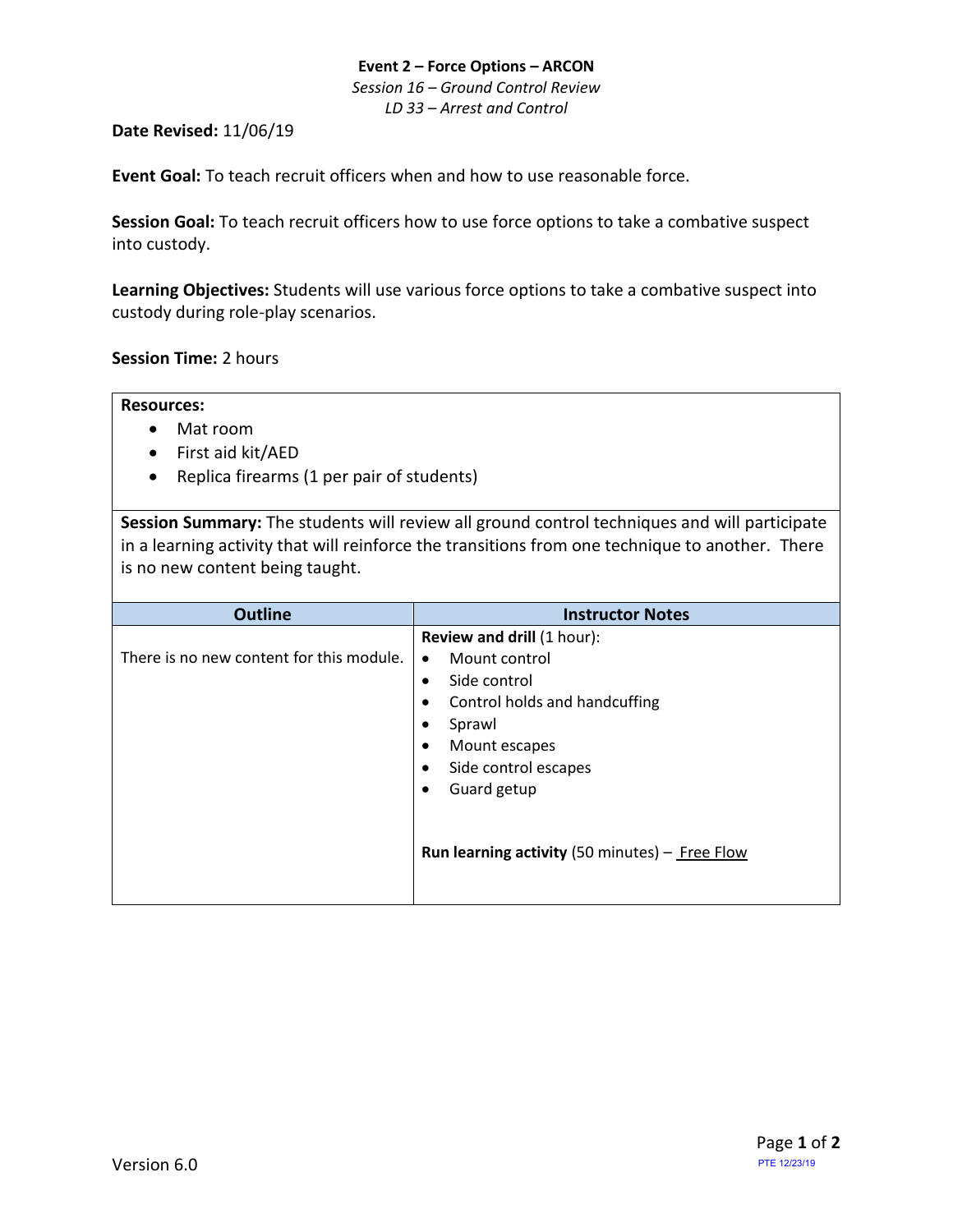**Event 2 – Force Options – ARCON**

*Session 16 – Ground Control Review*

*LD 33 – Arrest and Control*

**Date Revised:** 11/06/19

**Event Goal:** To teach recruit officers when and how to use reasonable force.

**Session Goal:** To teach recruit officers how to use force options to take a combative suspect into custody.

**Learning Objectives:** Students will use various force options to take a combative suspect into custody during role-play scenarios.

**Session Time:** 2 hours

**Resources:**

- Mat room
- First aid kit/AED
- Replica firearms (1 per pair of students)

**Session Summary:** The students will review all ground control techniques and will participate in a learning activity that will reinforce the transitions from one technique to another. There is no new content being taught.

| Outline | Instructor Notes |
| --- | --- |
| There is no new content for this module. | **Review and drill** (1 hour):<br>• Mount control<br>• Side control<br>• Control holds and handcuffing<br>• Sprawl<br>• Mount escapes<br>• Side control escapes<br>• Guard getup<br><br>**Run learning activity** (50 minutes) – Free Flow |

Version 6.0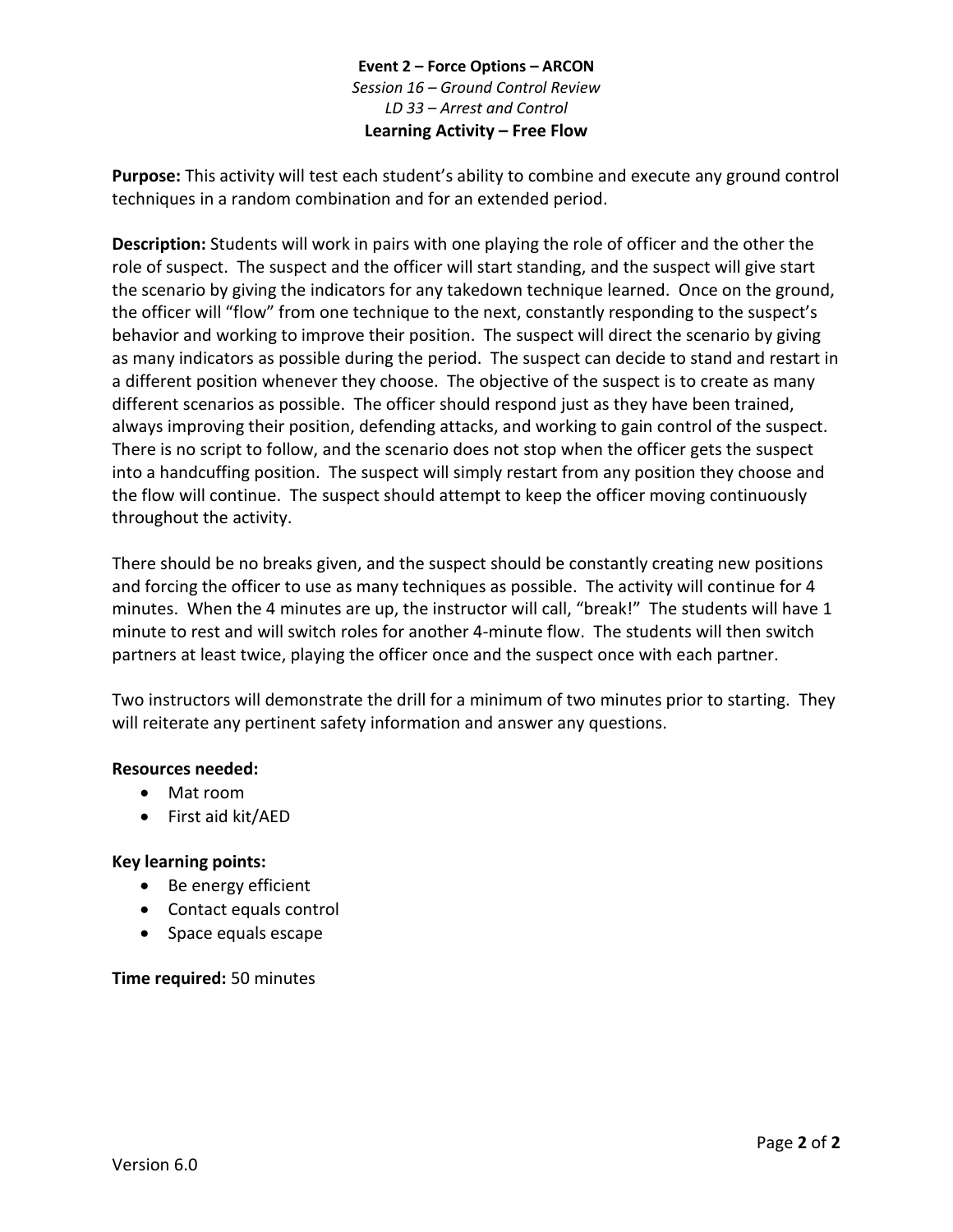**Event 2 – Force Options – ARCON**

*Session 16 – Ground Control Review*

*LD 33 – Arrest and Control*

**Learning Activity – Free Flow**

**Purpose:** This activity will test each student's ability to combine and execute any ground control techniques in a random combination and for an extended period.

**Description:** Students will work in pairs with one playing the role of officer and the other the role of suspect. The suspect and the officer will start standing, and the suspect will give start the scenario by giving the indicators for any takedown technique learned. Once on the ground, the officer will "flow" from one technique to the next, constantly responding to the suspect's behavior and working to improve their position. The suspect will direct the scenario by giving as many indicators as possible during the period. The suspect can decide to stand and restart in a different position whenever they choose. The objective of the suspect is to create as many different scenarios as possible. The officer should respond just as they have been trained, always improving their position, defending attacks, and working to gain control of the suspect. There is no script to follow, and the scenario does not stop when the officer gets the suspect into a handcuffing position. The suspect will simply restart from any position they choose and the flow will continue. The suspect should attempt to keep the officer moving continuously throughout the activity.

There should be no breaks given, and the suspect should be constantly creating new positions and forcing the officer to use as many techniques as possible. The activity will continue for 4 minutes. When the 4 minutes are up, the instructor will call, "break!" The students will have 1 minute to rest and will switch roles for another 4-minute flow. The students will then switch partners at least twice, playing the officer once and the suspect once with each partner.

Two instructors will demonstrate the drill for a minimum of two minutes prior to starting. They will reiterate any pertinent safety information and answer any questions.

**Resources needed:**

- Mat room
- First aid kit/AED

**Key learning points:**

- Be energy efficient
- Contact equals control
- Space equals escape

**Time required:** 50 minutes

Version 6.0